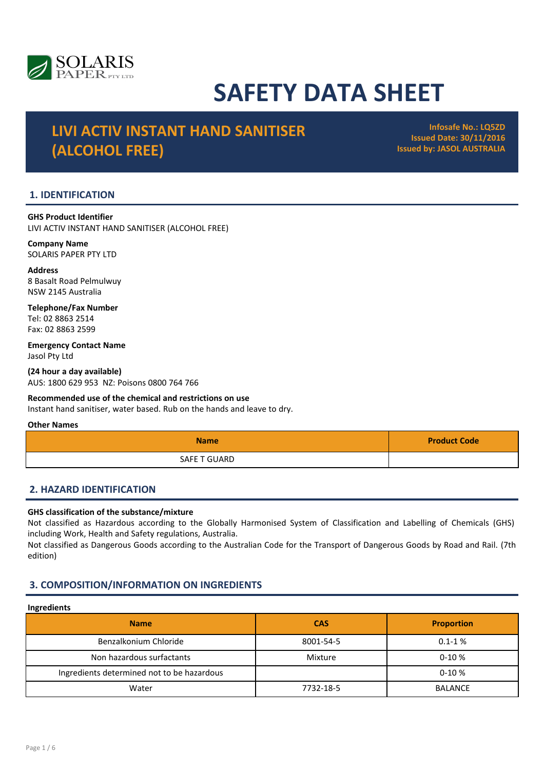# SAFETY DATA SHEET

## LIVI ACTIV INSTANT HAND SANITISER (ALCOHOL FREE)

**Infosafe No.: LQ5ZD**
**Issued Date: 30/11/2016**
**Issued by: JASOL AUSTRALIA**

## 1. IDENTIFICATION

**GHS Product Identifier**
LIVI ACTIV INSTANT HAND SANITISER (ALCOHOL FREE)

**Company Name**
SOLARIS PAPER PTY LTD

**Address**
8 Basalt Road Pelmulwuy
NSW 2145 Australia

**Telephone/Fax Number**
Tel: 02 8863 2514
Fax: 02 8863 2599

**Emergency Contact Name**
Jasol Pty Ltd

**(24 hour a day available)**
AUS: 1800 629 953 NZ: Poisons 0800 764 766

**Recommended use of the chemical and restrictions on use**
Instant hand sanitiser, water based. Rub on the hands and leave to dry.

**Other Names**

| Name | Product Code |
|---|---|
| SAFE T GUARD | |

## 2. HAZARD IDENTIFICATION

**GHS classification of the substance/mixture**
Not classified as Hazardous according to the Globally Harmonised System of Classification and Labelling of Chemicals (GHS) including Work, Health and Safety regulations, Australia.
Not classified as Dangerous Goods according to the Australian Code for the Transport of Dangerous Goods by Road and Rail. (7th edition)

## 3. COMPOSITION/INFORMATION ON INGREDIENTS

**Ingredients**

| Name | CAS | Proportion |
|---|---|---|
| Benzalkonium Chloride | 8001-54-5 | 0.1-1 % |
| Non hazardous surfactants | Mixture | 0-10 % |
| Ingredients determined not to be hazardous | | 0-10 % |
| Water | 7732-18-5 | BALANCE |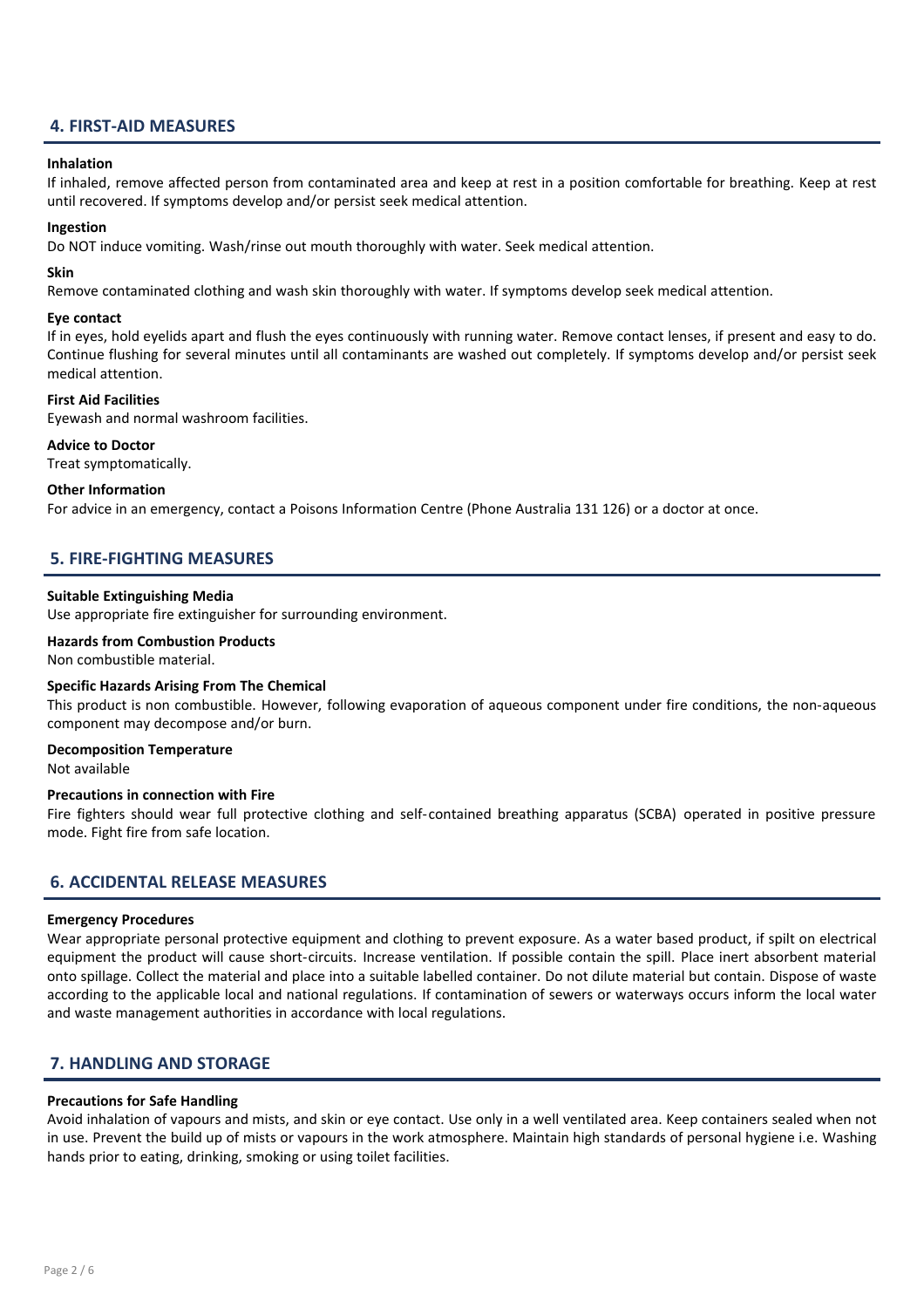## 4. FIRST-AID MEASURES

**Inhalation**

If inhaled, remove affected person from contaminated area and keep at rest in a position comfortable for breathing. Keep at rest until recovered. If symptoms develop and/or persist seek medical attention.

**Ingestion**

Do NOT induce vomiting. Wash/rinse out mouth thoroughly with water. Seek medical attention.

**Skin**

Remove contaminated clothing and wash skin thoroughly with water. If symptoms develop seek medical attention.

**Eye contact**

If in eyes, hold eyelids apart and flush the eyes continuously with running water. Remove contact lenses, if present and easy to do. Continue flushing for several minutes until all contaminants are washed out completely. If symptoms develop and/or persist seek medical attention.

**First Aid Facilities**

Eyewash and normal washroom facilities.

**Advice to Doctor**

Treat symptomatically.

**Other Information**

For advice in an emergency, contact a Poisons Information Centre (Phone Australia 131 126) or a doctor at once.

## 5. FIRE-FIGHTING MEASURES

**Suitable Extinguishing Media**

Use appropriate fire extinguisher for surrounding environment.

**Hazards from Combustion Products**

Non combustible material.

**Specific Hazards Arising From The Chemical**

This product is non combustible. However, following evaporation of aqueous component under fire conditions, the non-aqueous component may decompose and/or burn.

**Decomposition Temperature**

Not available

**Precautions in connection with Fire**

Fire fighters should wear full protective clothing and self-contained breathing apparatus (SCBA) operated in positive pressure mode. Fight fire from safe location.

## 6. ACCIDENTAL RELEASE MEASURES

**Emergency Procedures**

Wear appropriate personal protective equipment and clothing to prevent exposure. As a water based product, if spilt on electrical equipment the product will cause short-circuits. Increase ventilation. If possible contain the spill. Place inert absorbent material onto spillage. Collect the material and place into a suitable labelled container. Do not dilute material but contain. Dispose of waste according to the applicable local and national regulations. If contamination of sewers or waterways occurs inform the local water and waste management authorities in accordance with local regulations.

## 7. HANDLING AND STORAGE

**Precautions for Safe Handling**

Avoid inhalation of vapours and mists, and skin or eye contact. Use only in a well ventilated area. Keep containers sealed when not in use. Prevent the build up of mists or vapours in the work atmosphere. Maintain high standards of personal hygiene i.e. Washing hands prior to eating, drinking, smoking or using toilet facilities.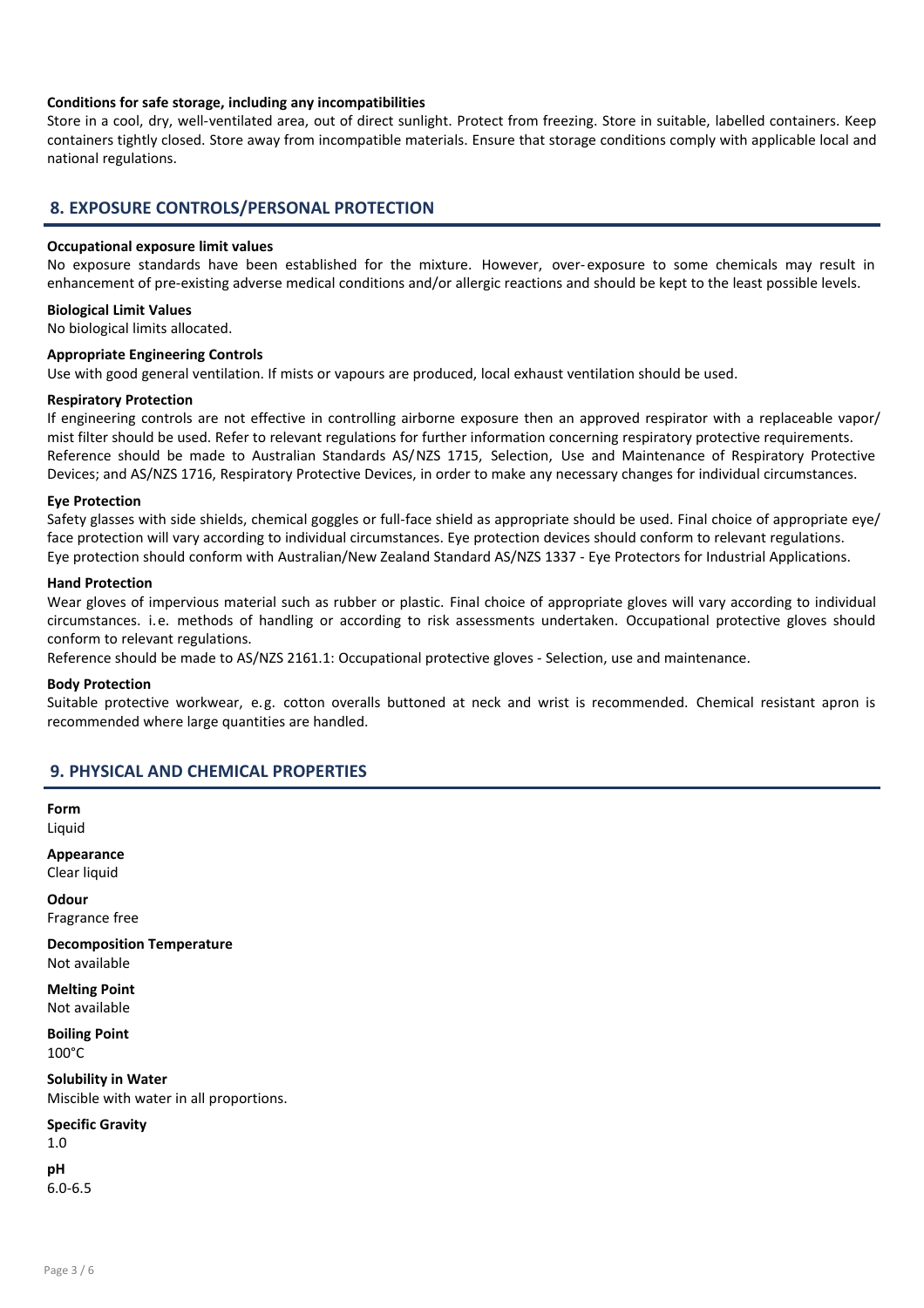**Conditions for safe storage, including any incompatibilities**

Store in a cool, dry, well-ventilated area, out of direct sunlight. Protect from freezing. Store in suitable, labelled containers. Keep containers tightly closed. Store away from incompatible materials. Ensure that storage conditions comply with applicable local and national regulations.

## 8. EXPOSURE CONTROLS/PERSONAL PROTECTION

**Occupational exposure limit values**

No exposure standards have been established for the mixture. However, over-exposure to some chemicals may result in enhancement of pre-existing adverse medical conditions and/or allergic reactions and should be kept to the least possible levels.

**Biological Limit Values**

No biological limits allocated.

**Appropriate Engineering Controls**

Use with good general ventilation. If mists or vapours are produced, local exhaust ventilation should be used.

**Respiratory Protection**

If engineering controls are not effective in controlling airborne exposure then an approved respirator with a replaceable vapor/ mist filter should be used. Refer to relevant regulations for further information concerning respiratory protective requirements.
Reference should be made to Australian Standards AS/NZS 1715, Selection, Use and Maintenance of Respiratory Protective Devices; and AS/NZS 1716, Respiratory Protective Devices, in order to make any necessary changes for individual circumstances.

**Eye Protection**

Safety glasses with side shields, chemical goggles or full-face shield as appropriate should be used. Final choice of appropriate eye/ face protection will vary according to individual circumstances. Eye protection devices should conform to relevant regulations.
Eye protection should conform with Australian/New Zealand Standard AS/NZS 1337 - Eye Protectors for Industrial Applications.

**Hand Protection**

Wear gloves of impervious material such as rubber or plastic. Final choice of appropriate gloves will vary according to individual circumstances. i.e. methods of handling or according to risk assessments undertaken. Occupational protective gloves should conform to relevant regulations.
Reference should be made to AS/NZS 2161.1: Occupational protective gloves - Selection, use and maintenance.

**Body Protection**

Suitable protective workwear, e.g. cotton overalls buttoned at neck and wrist is recommended. Chemical resistant apron is recommended where large quantities are handled.

## 9. PHYSICAL AND CHEMICAL PROPERTIES

**Form**
Liquid

**Appearance**
Clear liquid

**Odour**
Fragrance free

**Decomposition Temperature**
Not available

**Melting Point**
Not available

**Boiling Point**
100°C

**Solubility in Water**
Miscible with water in all proportions.

**Specific Gravity**
1.0

**pH**
6.0-6.5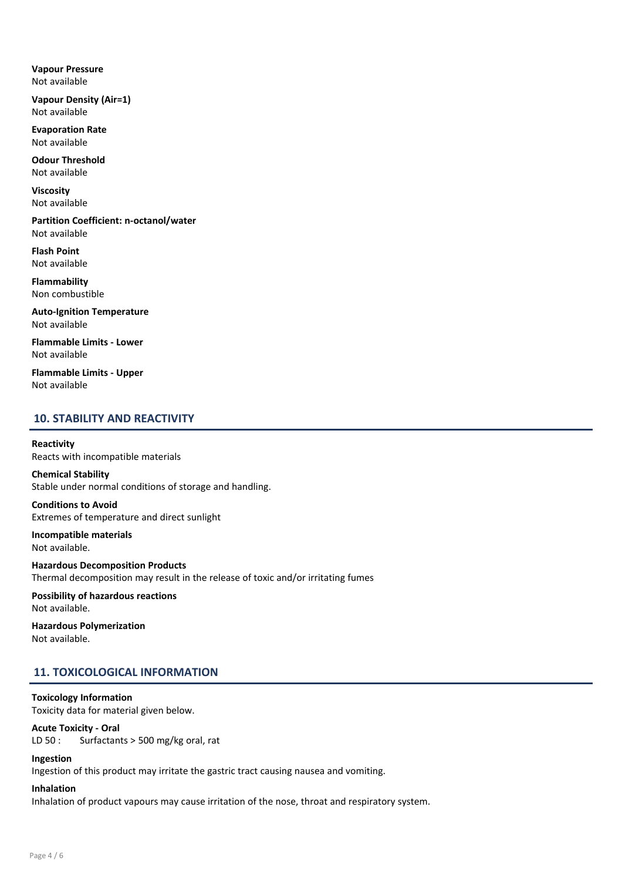**Vapour Pressure**
Not available

**Vapour Density (Air=1)**
Not available

**Evaporation Rate**
Not available

**Odour Threshold**
Not available

**Viscosity**
Not available

**Partition Coefficient: n-octanol/water**
Not available

**Flash Point**
Not available

**Flammability**
Non combustible

**Auto-Ignition Temperature**
Not available

**Flammable Limits - Lower**
Not available

**Flammable Limits - Upper**
Not available

## 10. STABILITY AND REACTIVITY

**Reactivity**
Reacts with incompatible materials

**Chemical Stability**
Stable under normal conditions of storage and handling.

**Conditions to Avoid**
Extremes of temperature and direct sunlight

**Incompatible materials**
Not available.

**Hazardous Decomposition Products**
Thermal decomposition may result in the release of toxic and/or irritating fumes

**Possibility of hazardous reactions**
Not available.

**Hazardous Polymerization**
Not available.

## 11. TOXICOLOGICAL INFORMATION

**Toxicology Information**
Toxicity data for material given below.

**Acute Toxicity - Oral**
LD 50 : Surfactants > 500 mg/kg oral, rat

**Ingestion**
Ingestion of this product may irritate the gastric tract causing nausea and vomiting.

**Inhalation**
Inhalation of product vapours may cause irritation of the nose, throat and respiratory system.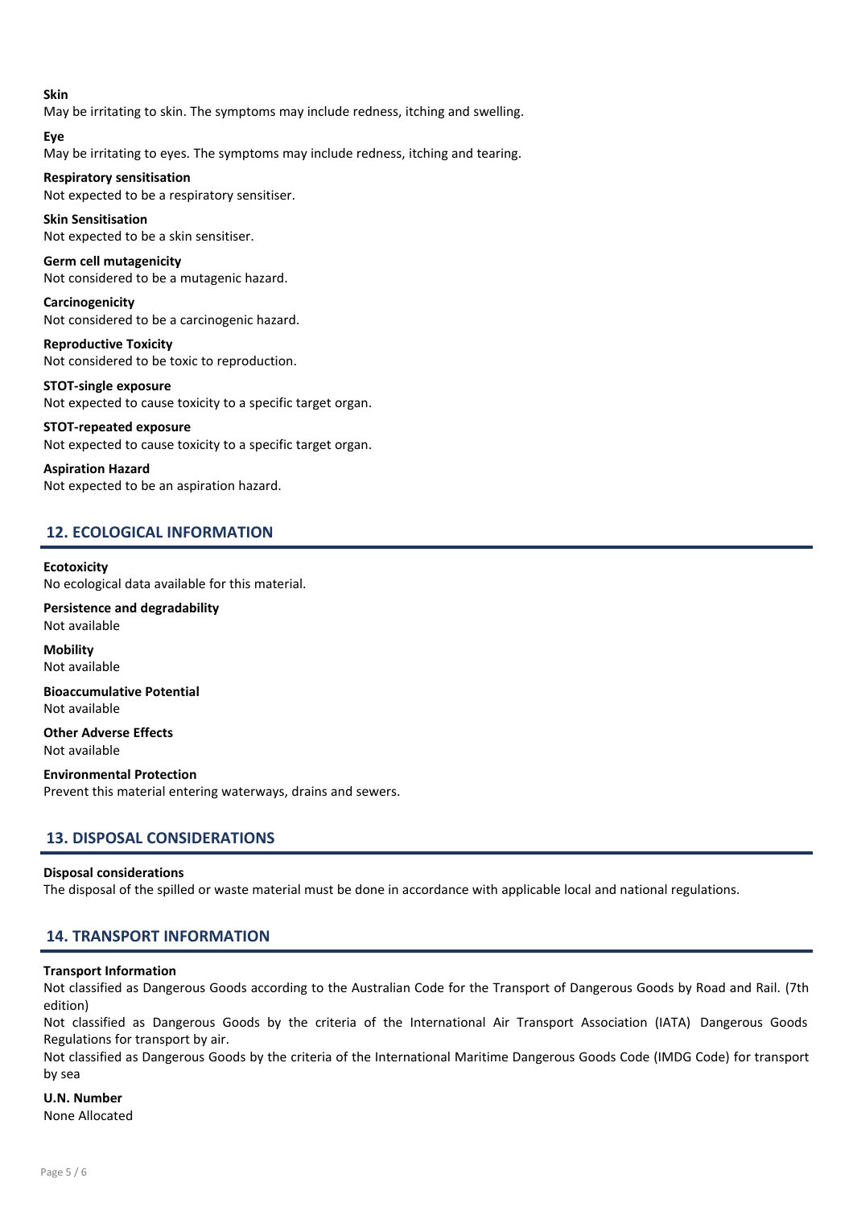**Skin**

May be irritating to skin. The symptoms may include redness, itching and swelling.

**Eye**

May be irritating to eyes. The symptoms may include redness, itching and tearing.

**Respiratory sensitisation**

Not expected to be a respiratory sensitiser.

**Skin Sensitisation**

Not expected to be a skin sensitiser.

**Germ cell mutagenicity**

Not considered to be a mutagenic hazard.

**Carcinogenicity**

Not considered to be a carcinogenic hazard.

**Reproductive Toxicity**

Not considered to be toxic to reproduction.

**STOT-single exposure**

Not expected to cause toxicity to a specific target organ.

**STOT-repeated exposure**

Not expected to cause toxicity to a specific target organ.

**Aspiration Hazard**

Not expected to be an aspiration hazard.

## 12. ECOLOGICAL INFORMATION

**Ecotoxicity**

No ecological data available for this material.

**Persistence and degradability**

Not available

**Mobility**

Not available

**Bioaccumulative Potential**

Not available

**Other Adverse Effects**

Not available

**Environmental Protection**

Prevent this material entering waterways, drains and sewers.

## 13. DISPOSAL CONSIDERATIONS

**Disposal considerations**

The disposal of the spilled or waste material must be done in accordance with applicable local and national regulations.

## 14. TRANSPORT INFORMATION

**Transport Information**

Not classified as Dangerous Goods according to the Australian Code for the Transport of Dangerous Goods by Road and Rail. (7th edition)

Not classified as Dangerous Goods by the criteria of the International Air Transport Association (IATA) Dangerous Goods Regulations for transport by air.

Not classified as Dangerous Goods by the criteria of the International Maritime Dangerous Goods Code (IMDG Code) for transport by sea

**U.N. Number**

None Allocated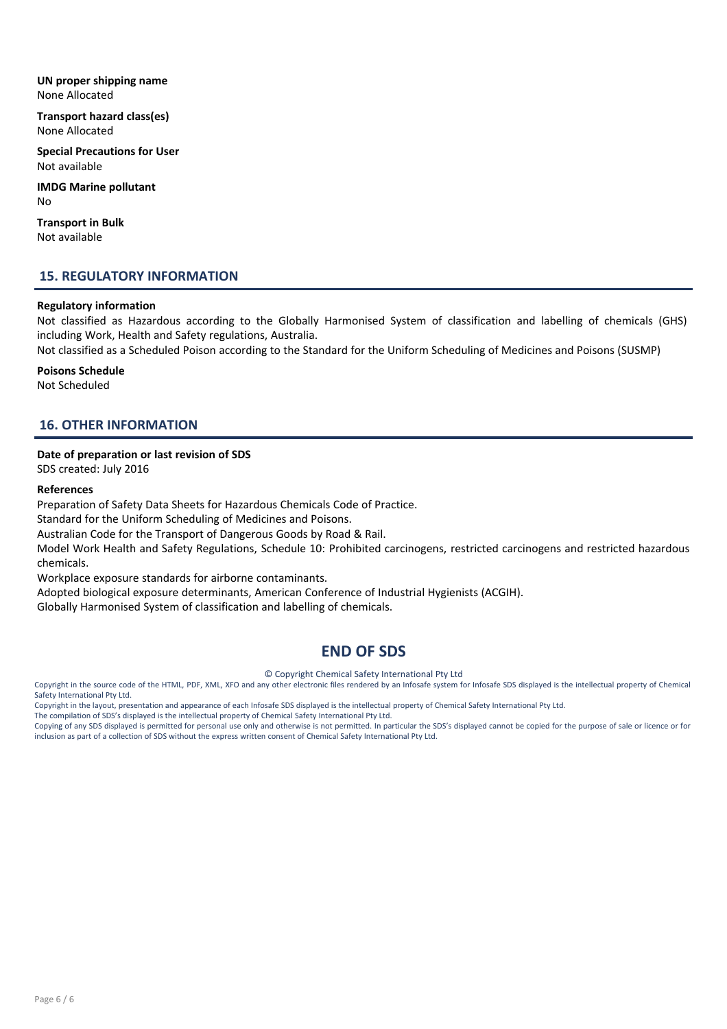**UN proper shipping name**
None Allocated

**Transport hazard class(es)**
None Allocated

**Special Precautions for User**
Not available

**IMDG Marine pollutant**
No

**Transport in Bulk**
Not available

## 15. REGULATORY INFORMATION

**Regulatory information**

Not classified as Hazardous according to the Globally Harmonised System of classification and labelling of chemicals (GHS) including Work, Health and Safety regulations, Australia.

Not classified as a Scheduled Poison according to the Standard for the Uniform Scheduling of Medicines and Poisons (SUSMP)

**Poisons Schedule**
Not Scheduled

## 16. OTHER INFORMATION

**Date of preparation or last revision of SDS**
SDS created: July 2016

**References**

Preparation of Safety Data Sheets for Hazardous Chemicals Code of Practice.

Standard for the Uniform Scheduling of Medicines and Poisons.

Australian Code for the Transport of Dangerous Goods by Road & Rail.

Model Work Health and Safety Regulations, Schedule 10: Prohibited carcinogens, restricted carcinogens and restricted hazardous chemicals.

Workplace exposure standards for airborne contaminants.

Adopted biological exposure determinants, American Conference of Industrial Hygienists (ACGIH).

Globally Harmonised System of classification and labelling of chemicals.

## END OF SDS

© Copyright Chemical Safety International Pty Ltd

Copyright in the source code of the HTML, PDF, XML, XFO and any other electronic files rendered by an Infosafe system for Infosafe SDS displayed is the intellectual property of Chemical Safety International Pty Ltd.

Copyright in the layout, presentation and appearance of each Infosafe SDS displayed is the intellectual property of Chemical Safety International Pty Ltd.

The compilation of SDS's displayed is the intellectual property of Chemical Safety International Pty Ltd.

Copying of any SDS displayed is permitted for personal use only and otherwise is not permitted. In particular the SDS's displayed cannot be copied for the purpose of sale or licence or for inclusion as part of a collection of SDS without the express written consent of Chemical Safety International Pty Ltd.